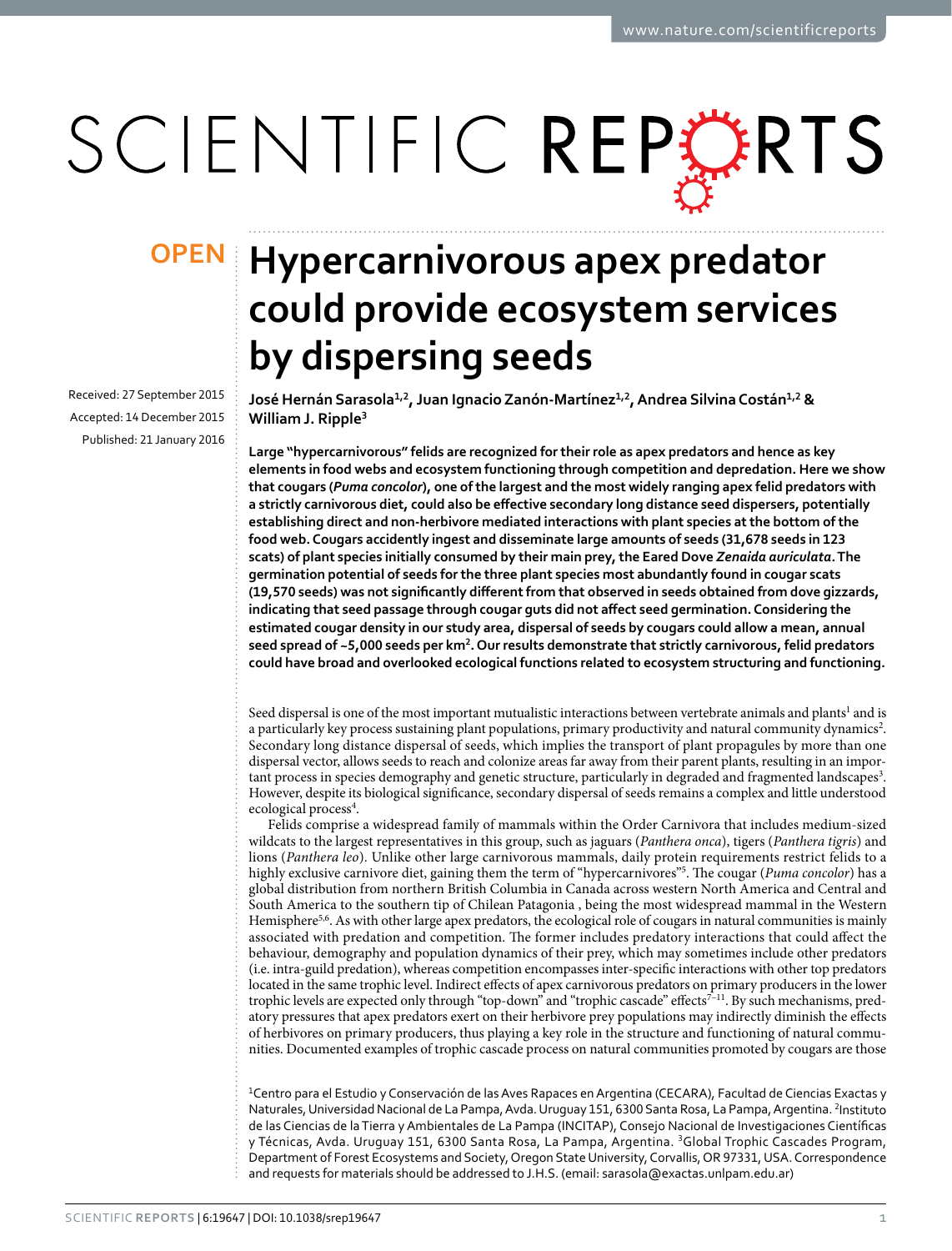OPEN

# Hypercarnivorous apex predator could provide ecosystem services by dispersing seeds

Received: 27 September 2015

Accepted: 14 December 2015

Published: 21 January 2016

**José Hernán Sarasola[1,2], Juan Ignacio Zanón-Martínez[1,2], Andrea Silvina Costán[1,2] & William J. Ripple[3]**

**Large "hypercarnivorous" felids are recognized for their role as apex predators and hence as key elements in food webs and ecosystem functioning through competition and depredation. Here we show that cougars (*Puma concolor*), one of the largest and the most widely ranging apex felid predators with a strictly carnivorous diet, could also be effective secondary long distance seed dispersers, potentially establishing direct and non-herbivore mediated interactions with plant species at the bottom of the food web. Cougars accidently ingest and disseminate large amounts of seeds (31,678 seeds in 123 scats) of plant species initially consumed by their main prey, the Eared Dove *Zenaida auriculata*. The germination potential of seeds for the three plant species most abundantly found in cougar scats (19,570 seeds) was not significantly different from that observed in seeds obtained from dove gizzards, indicating that seed passage through cougar guts did not affect seed germination. Considering the estimated cougar density in our study area, dispersal of seeds by cougars could allow a mean, annual seed spread of ~5,000 seeds per km$^2$. Our results demonstrate that strictly carnivorous, felid predators could have broad and overlooked ecological functions related to ecosystem structuring and functioning.**

Seed dispersal is one of the most important mutualistic interactions between vertebrate animals and plants[1] and is a particularly key process sustaining plant populations, primary productivity and natural community dynamics[2]. Secondary long distance dispersal of seeds, which implies the transport of plant propagules by more than one dispersal vector, allows seeds to reach and colonize areas far away from their parent plants, resulting in an important process in species demography and genetic structure, particularly in degraded and fragmented landscapes[3]. However, despite its biological significance, secondary dispersal of seeds remains a complex and little understood ecological process[4].

Felids comprise a widespread family of mammals within the Order Carnivora that includes medium-sized wildcats to the largest representatives in this group, such as jaguars (*Panthera onca*), tigers (*Panthera tigris*) and lions (*Panthera leo*). Unlike other large carnivorous mammals, daily protein requirements restrict felids to a highly exclusive carnivore diet, gaining them the term of "hypercarnivores"[5]. The cougar (*Puma concolor*) has a global distribution from northern British Columbia in Canada across western North America and Central and South America to the southern tip of Chilean Patagonia , being the most widespread mammal in the Western Hemisphere[5,6]. As with other large apex predators, the ecological role of cougars in natural communities is mainly associated with predation and competition. The former includes predatory interactions that could affect the behaviour, demography and population dynamics of their prey, which may sometimes include other predators (i.e. intra-guild predation), whereas competition encompasses inter-specific interactions with other top predators located in the same trophic level. Indirect effects of apex carnivorous predators on primary producers in the lower trophic levels are expected only through "top-down" and "trophic cascade" effects[7–11]. By such mechanisms, predatory pressures that apex predators exert on their herbivore prey populations may indirectly diminish the effects of herbivores on primary producers, thus playing a key role in the structure and functioning of natural communities. Documented examples of trophic cascade process on natural communities promoted by cougars are those

[1]Centro para el Estudio y Conservación de las Aves Rapaces en Argentina (CECARA), Facultad de Ciencias Exactas y Naturales, Universidad Nacional de La Pampa, Avda. Uruguay 151, 6300 Santa Rosa, La Pampa, Argentina. [2]Instituto de las Ciencias de la Tierra y Ambientales de La Pampa (INCITAP), Consejo Nacional de Investigaciones Científicas y Técnicas, Avda. Uruguay 151, 6300 Santa Rosa, La Pampa, Argentina. [3]Global Trophic Cascades Program, Department of Forest Ecosystems and Society, Oregon State University, Corvallis, OR 97331, USA. Correspondence and requests for materials should be addressed to J.H.S. (email: sarasola@exactas.unlpam.edu.ar)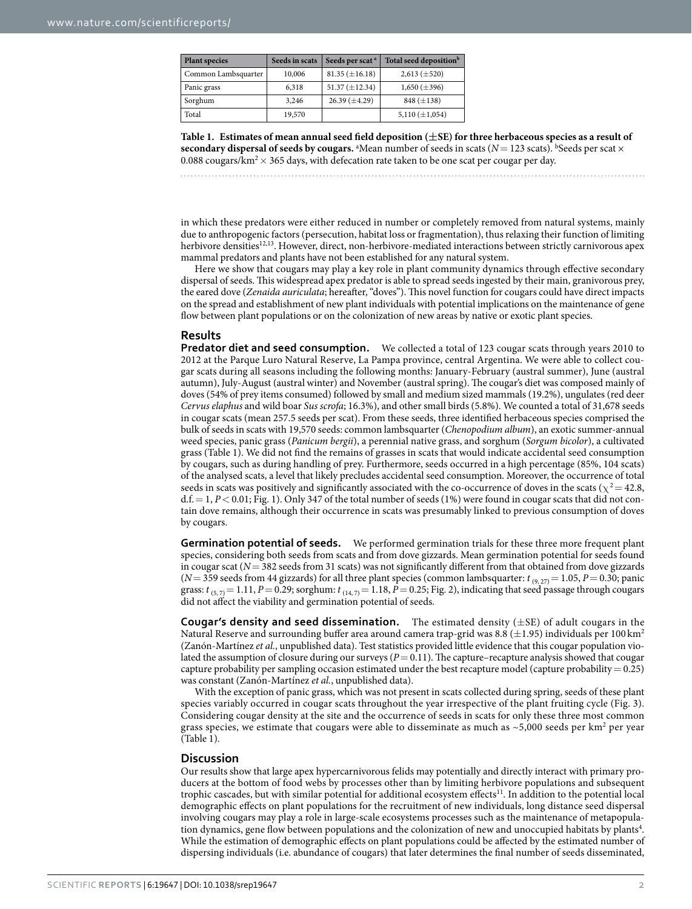| Plant species | Seeds in scats | Seeds per scat [a] | Total seed deposition[b] |
|---|---|---|---|
| Common Lambsquarter | 10,006 | 81.35 (±16.18) | 2,613 (±520) |
| Panic grass | 6,318 | 51.37 (±12.34) | 1,650 (±396) |
| Sorghum | 3,246 | 26.39 (±4.29) | 848 (±138) |
| Total | 19,570 | | 5,110 (±1,054) |

**Table 1. Estimates of mean annual seed field deposition (±SE) for three herbaceous species as a result of secondary dispersal of seeds by cougars.** [a]Mean number of seeds in scats ($N = 123$ scats). [b]Seeds per scat × 0.088 cougars/km$^2$ × 365 days, with defecation rate taken to be one scat per cougar per day.

in which these predators were either reduced in number or completely removed from natural systems, mainly due to anthropogenic factors (persecution, habitat loss or fragmentation), thus relaxing their function of limiting herbivore densities[12,13]. However, direct, non-herbivore-mediated interactions between strictly carnivorous apex mammal predators and plants have not been established for any natural system.

Here we show that cougars may play a key role in plant community dynamics through effective secondary dispersal of seeds. This widespread apex predator is able to spread seeds ingested by their main, granivorous prey, the eared dove (*Zenaida auriculata*; hereafter, "doves"). This novel function for cougars could have direct impacts on the spread and establishment of new plant individuals with potential implications on the maintenance of gene flow between plant populations or on the colonization of new areas by native or exotic plant species.

## Results

**Predator diet and seed consumption.** We collected a total of 123 cougar scats through years 2010 to 2012 at the Parque Luro Natural Reserve, La Pampa province, central Argentina. We were able to collect cougar scats during all seasons including the following months: January-February (austral summer), June (austral autumn), July-August (austral winter) and November (austral spring). The cougar's diet was composed mainly of doves (54% of prey items consumed) followed by small and medium sized mammals (19.2%), ungulates (red deer *Cervus elaphus* and wild boar *Sus scrofa*; 16.3%), and other small birds (5.8%). We counted a total of 31,678 seeds in cougar scats (mean 257.5 seeds per scat). From these seeds, three identified herbaceous species comprised the bulk of seeds in scats with 19,570 seeds: common lambsquarter (*Chenopodium album*), an exotic summer-annual weed species, panic grass (*Panicum bergii*), a perennial native grass, and sorghum (*Sorgum bicolor*), a cultivated grass (Table 1). We did not find the remains of grasses in scats that would indicate accidental seed consumption by cougars, such as during handling of prey. Furthermore, seeds occurred in a high percentage (85%, 104 scats) of the analysed scats, a level that likely precludes accidental seed consumption. Moreover, the occurrence of total seeds in scats was positively and significantly associated with the co-occurrence of doves in the scats ($\chi^2 = 42.8$, d.f. = 1, $P < 0.01$; Fig. 1). Only 347 of the total number of seeds (1%) were found in cougar scats that did not contain dove remains, although their occurrence in scats was presumably linked to previous consumption of doves by cougars.

**Germination potential of seeds.** We performed germination trials for these three more frequent plant species, considering both seeds from scats and from dove gizzards. Mean germination potential for seeds found in cougar scat ($N = 382$ seeds from 31 scats) was not significantly different from that obtained from dove gizzards ($N = 359$ seeds from 44 gizzards) for all three plant species (common lambsquarter: $t_{(9, 27)} = 1.05$, $P = 0.30$; panic grass: $t_{(5, 7)} = 1.11$, $P = 0.29$; sorghum: $t_{(14, 7)} = 1.18$, $P = 0.25$; Fig. 2), indicating that seed passage through cougars did not affect the viability and germination potential of seeds.

**Cougar's density and seed dissemination.** The estimated density (±SE) of adult cougars in the Natural Reserve and surrounding buffer area around camera trap-grid was 8.8 (±1.95) individuals per 100 km$^2$ (Zanón-Martínez *et al.*, unpublished data). Test statistics provided little evidence that this cougar population violated the assumption of closure during our surveys ($P = 0.11$). The capture–recapture analysis showed that cougar capture probability per sampling occasion estimated under the best recapture model (capture probability = 0.25) was constant (Zanón-Martínez *et al.*, unpublished data).

With the exception of panic grass, which was not present in scats collected during spring, seeds of these plant species variably occurred in cougar scats throughout the year irrespective of the plant fruiting cycle (Fig. 3). Considering cougar density at the site and the occurrence of seeds in scats for only these three most common grass species, we estimate that cougars were able to disseminate as much as ~5,000 seeds per km$^2$ per year (Table 1).

## Discussion

Our results show that large apex hypercarnivorous felids may potentially and directly interact with primary producers at the bottom of food webs by processes other than by limiting herbivore populations and subsequent trophic cascades, but with similar potential for additional ecosystem effects[11]. In addition to the potential local demographic effects on plant populations for the recruitment of new individuals, long distance seed dispersal involving cougars may play a role in large-scale ecosystems processes such as the maintenance of metapopulation dynamics, gene flow between populations and the colonization of new and unoccupied habitats by plants[4]. While the estimation of demographic effects on plant populations could be affected by the estimated number of dispersing individuals (i.e. abundance of cougars) that later determines the final number of seeds disseminated,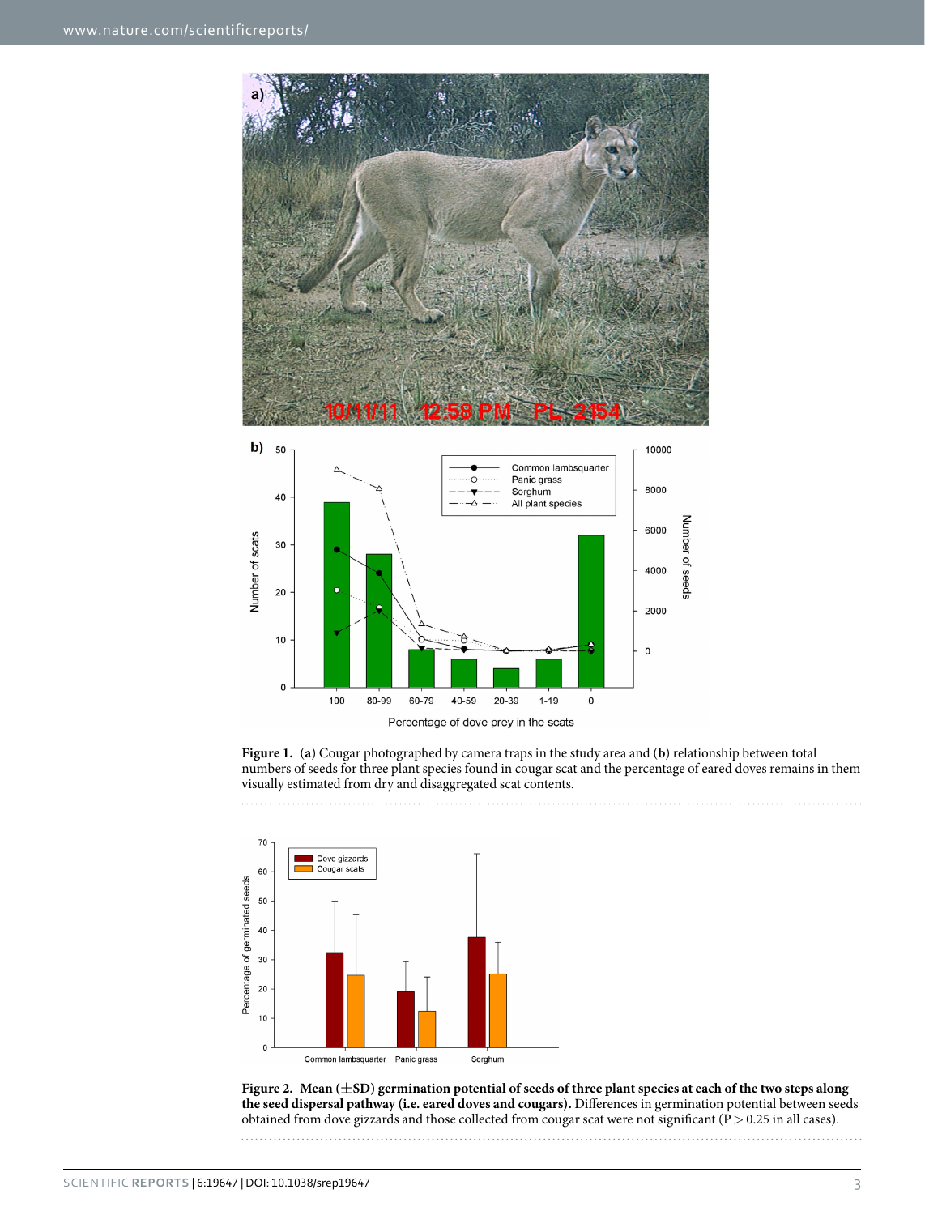**Figure 1.** (**a**) Cougar photographed by camera traps in the study area and (**b**) relationship between total numbers of seeds for three plant species found in cougar scat and the percentage of eared doves remains in them visually estimated from dry and disaggregated scat contents.

**Figure 2. Mean (±SD) germination potential of seeds of three plant species at each of the two steps along the seed dispersal pathway (i.e. eared doves and cougars).** Differences in germination potential between seeds obtained from dove gizzards and those collected from cougar scat were not significant ($P > 0.25$ in all cases).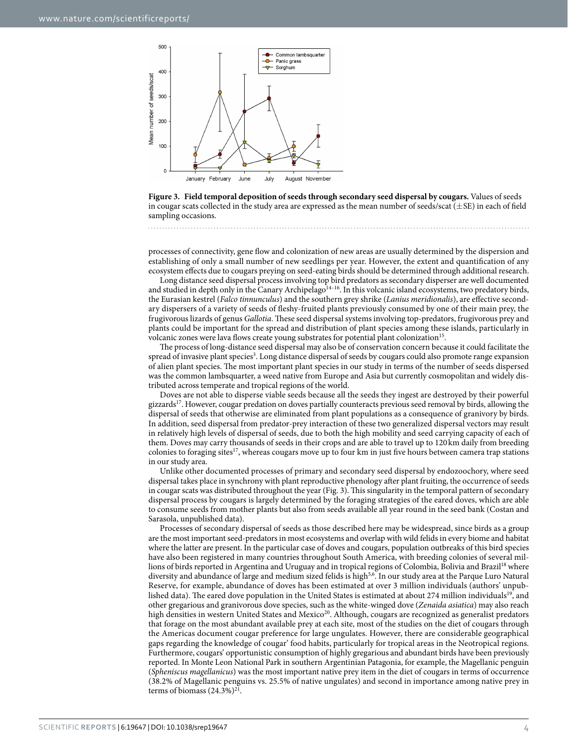500
400
300
200
100
0

Mean number of seeds/scat

January February June July August November

Common lambsquarter
Panic grass
Sorghum

**Figure 3. Field temporal deposition of seeds through secondary seed dispersal by cougars.** Values of seeds in cougar scats collected in the study area are expressed as the mean number of seeds/scat (±SE) in each of field sampling occasions.

processes of connectivity, gene flow and colonization of new areas are usually determined by the dispersion and establishing of only a small number of new seedlings per year. However, the extent and quantification of any ecosystem effects due to cougars preying on seed-eating birds should be determined through additional research.

Long distance seed dispersal process involving top bird predators as secondary disperser are well documented and studied in depth only in the Canary Archipelago[14–16]. In this volcanic island ecosystems, two predatory birds, the Eurasian kestrel (*Falco tinnunculus*) and the southern grey shrike (*Lanius meridionalis*), are effective secondary dispersers of a variety of seeds of fleshy-fruited plants previously consumed by one of their main prey, the frugivorous lizards of genus *Gallotia*. These seed dispersal systems involving top-predators, frugivorous prey and plants could be important for the spread and distribution of plant species among these islands, particularly in volcanic zones were lava flows create young substrates for potential plant colonization[15].

The process of long-distance seed dispersal may also be of conservation concern because it could facilitate the spread of invasive plant species[3]. Long distance dispersal of seeds by cougars could also promote range expansion of alien plant species. The most important plant species in our study in terms of the number of seeds dispersed was the common lambsquarter, a weed native from Europe and Asia but currently cosmopolitan and widely distributed across temperate and tropical regions of the world.

Doves are not able to disperse viable seeds because all the seeds they ingest are destroyed by their powerful gizzards[17]. However, cougar predation on doves partially counteracts previous seed removal by birds, allowing the dispersal of seeds that otherwise are eliminated from plant populations as a consequence of granivory by birds. In addition, seed dispersal from predator-prey interaction of these two generalized dispersal vectors may result in relatively high levels of dispersal of seeds, due to both the high mobility and seed carrying capacity of each of them. Doves may carry thousands of seeds in their crops and are able to travel up to 120 km daily from breeding colonies to foraging sites[17], whereas cougars move up to four km in just five hours between camera trap stations in our study area.

Unlike other documented processes of primary and secondary seed dispersal by endozoochory, where seed dispersal takes place in synchrony with plant reproductive phenology after plant fruiting, the occurrence of seeds in cougar scats was distributed throughout the year (Fig. 3). This singularity in the temporal pattern of secondary dispersal process by cougars is largely determined by the foraging strategies of the eared doves, which are able to consume seeds from mother plants but also from seeds available all year round in the seed bank (Costan and Sarasola, unpublished data).

Processes of secondary dispersal of seeds as those described here may be widespread, since birds as a group are the most important seed-predators in most ecosystems and overlap with wild felids in every biome and habitat where the latter are present. In the particular case of doves and cougars, population outbreaks of this bird species have also been registered in many countries throughout South America, with breeding colonies of several millions of birds reported in Argentina and Uruguay and in tropical regions of Colombia, Bolivia and Brazil[18] where diversity and abundance of large and medium sized felids is high[5,6]. In our study area at the Parque Luro Natural Reserve, for example, abundance of doves has been estimated at over 3 million individuals (authors' unpublished data). The eared dove population in the United States is estimated at about 274 million individuals[19], and other gregarious and granivorous dove species, such as the white-winged dove (*Zenaida asiatica*) may also reach high densities in western United States and Mexico[20]. Although, cougars are recognized as generalist predators that forage on the most abundant available prey at each site, most of the studies on the diet of cougars through the Americas document cougar preference for large ungulates. However, there are considerable geographical gaps regarding the knowledge of cougar' food habits, particularly for tropical areas in the Neotropical regions. Furthermore, cougars' opportunistic consumption of highly gregarious and abundant birds have been previously reported. In Monte Leon National Park in southern Argentinian Patagonia, for example, the Magellanic penguin (*Spheniscus magellanicus*) was the most important native prey item in the diet of cougars in terms of occurrence (38.2% of Magellanic penguins vs. 25.5% of native ungulates) and second in importance among native prey in terms of biomass (24.3%)[21].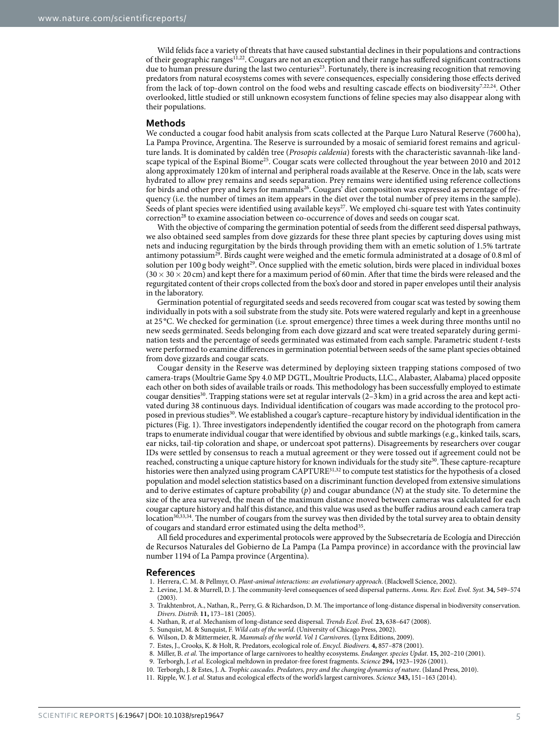Wild felids face a variety of threats that have caused substantial declines in their populations and contractions of their geographic ranges[11,22]. Cougars are not an exception and their range has suffered significant contractions due to human pressure during the last two centuries[23]. Fortunately, there is increasing recognition that removing predators from natural ecosystems comes with severe consequences, especially considering those effects derived from the lack of top-down control on the food webs and resulting cascade effects on biodiversity[7,22,24]. Other overlooked, little studied or still unknown ecosystem functions of feline species may also disappear along with their populations.

## Methods

We conducted a cougar food habit analysis from scats collected at the Parque Luro Natural Reserve (7600 ha), La Pampa Province, Argentina. The Reserve is surrounded by a mosaic of semiarid forest remains and agriculture lands. It is dominated by caldén tree (*Prosopis caldenia*) forests with the characteristic savannah-like landscape typical of the Espinal Biome[25]. Cougar scats were collected throughout the year between 2010 and 2012 along approximately 120 km of internal and peripheral roads available at the Reserve. Once in the lab, scats were hydrated to allow prey remains and seeds separation. Prey remains were identified using reference collections for birds and other prey and keys for mammals[26]. Cougars' diet composition was expressed as percentage of frequency (i.e. the number of times an item appears in the diet over the total number of prey items in the sample). Seeds of plant species were identified using available keys[27]. We employed chi-square test with Yates continuity correction[28] to examine association between co-occurrence of doves and seeds on cougar scat.

With the objective of comparing the germination potential of seeds from the different seed dispersal pathways, we also obtained seed samples from dove gizzards for these three plant species by capturing doves using mist nets and inducing regurgitation by the birds through providing them with an emetic solution of 1.5% tartrate antimony potassium[29]. Birds caught were weighed and the emetic formula administrated at a dosage of 0.8 ml of solution per 100 g body weight[29]. Once supplied with the emetic solution, birds were placed in individual boxes ($30 \times 30 \times 20$ cm) and kept there for a maximum period of 60 min. After that time the birds were released and the regurgitated content of their crops collected from the box's door and stored in paper envelopes until their analysis in the laboratory.

Germination potential of regurgitated seeds and seeds recovered from cougar scat was tested by sowing them individually in pots with a soil substrate from the study site. Pots were watered regularly and kept in a greenhouse at 25 °C. We checked for germination (i.e. sprout emergence) three times a week during three months until no new seeds germinated. Seeds belonging from each dove gizzard and scat were treated separately during germination tests and the percentage of seeds germinated was estimated from each sample. Parametric student *t*-tests were performed to examine differences in germination potential between seeds of the same plant species obtained from dove gizzards and cougar scats.

Cougar density in the Reserve was determined by deploying sixteen trapping stations composed of two camera-traps (Moultrie Game Spy 4.0 MP DGTL, Moultrie Products, LLC., Alabaster, Alabama) placed opposite each other on both sides of available trails or roads. This methodology has been successfully employed to estimate cougar densities[30]. Trapping stations were set at regular intervals (2–3 km) in a grid across the area and kept activated during 38 continuous days. Individual identification of cougars was made according to the protocol proposed in previous studies[30]. We established a cougar's capture–recapture history by individual identification in the pictures (Fig. 1). Three investigators independently identified the cougar record on the photograph from camera traps to enumerate individual cougar that were identified by obvious and subtle markings (e.g., kinked tails, scars, ear nicks, tail-tip coloration and shape, or undercoat spot patterns). Disagreements by researchers over cougar IDs were settled by consensus to reach a mutual agreement or they were tossed out if agreement could not be reached, constructing a unique capture history for known individuals for the study site[30]. These capture-recapture histories were then analyzed using program CAPTURE[31,32] to compute test statistics for the hypothesis of a closed population and model selection statistics based on a discriminant function developed from extensive simulations and to derive estimates of capture probability ($p$) and cougar abundance ($N$) at the study site. To determine the size of the area surveyed, the mean of the maximum distance moved between cameras was calculated for each cougar capture history and half this distance, and this value was used as the buffer radius around each camera trap location[30,33,34]. The number of cougars from the survey was then divided by the total survey area to obtain density of cougars and standard error estimated using the delta method[35].

All field procedures and experimental protocols were approved by the Subsecretaría de Ecología and Dirección de Recursos Naturales del Gobierno de La Pampa (La Pampa province) in accordance with the provincial law number 1194 of La Pampa province (Argentina).

## References

1. Herrera, C. M. & Pellmyr, O. *Plant-animal interactions: an evolutionary approach*. (Blackwell Science, 2002).
2. Levine, J. M. & Murrell, D. J. The community-level consequences of seed dispersal patterns. *Annu. Rev. Ecol. Evol. Syst.* **34,** 549–574 (2003).
3. Trakhtenbrot, A., Nathan, R., Perry, G. & Richardson, D. M. The importance of long-distance dispersal in biodiversity conservation. *Divers. Distrib.* **11,** 173–181 (2005).
4. Nathan, R. *et al.* Mechanism of long-distance seed dispersal. *Trends Ecol. Evol.* **23,** 638–647 (2008).
5. Sunquist, M. & Sunquist, F. *Wild cats of the world*. (University of Chicago Press, 2002).
6. Wilson, D. & Mittermeier, R. *Mammals of the world. Vol 1 Carnivores*. (Lynx Editions, 2009).
7. Estes, J., Crooks, K. & Holt, R. Predators, ecological role of. *Encycl. Biodivers.* **4,** 857–878 (2001).
8. Miller, B. *et al.* The importance of large carnivores to healthy ecosystems. *Endanger. species Updat.* **15,** 202–210 (2001).
9. Terborgh, J. *et al.* Ecological meltdown in predator-free forest fragments. *Science* **294,** 1923–1926 (2001).
10. Terborgh, J. & Estes, J. A. *Trophic cascades. Predators, prey and the changing dynamics of nature*. (Island Press, 2010).
11. Ripple, W. J. *et al.* Status and ecological effects of the world's largest carnivores. *Science* **343,** 151–163 (2014).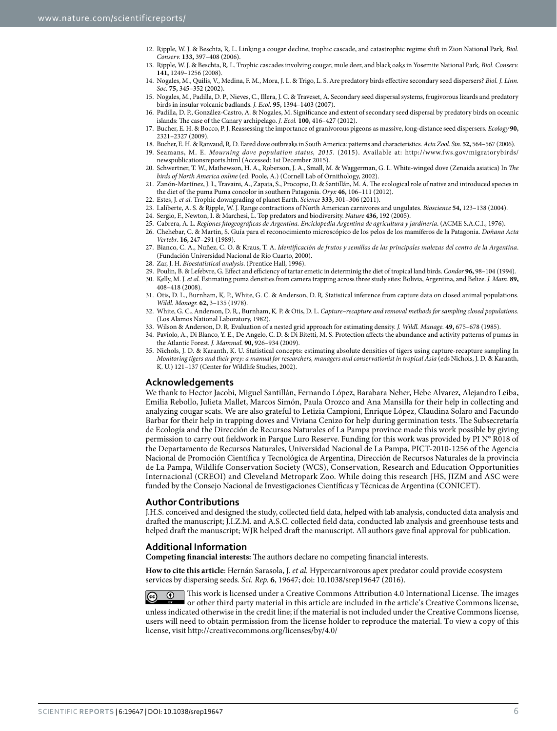12. Ripple, W. J. & Beschta, R. L. Linking a cougar decline, trophic cascade, and catastrophic regime shift in Zion National Park. *Biol. Conserv.* **133,** 397–408 (2006).
13. Ripple, W. J. & Beschta, R. L. Trophic cascades involving cougar, mule deer, and black oaks in Yosemite National Park. *Biol. Conserv.* **141,** 1249–1256 (2008).
14. Nogales, M., Quilis, V., Medina, F. M., Mora, J. L. & Trigo, L. S. Are predatory birds effective secondary seed dispersers? *Biol. J. Linn. Soc.* **75,** 345–352 (2002).
15. Nogales, M., Padilla, D. P., Nieves, C., Illera, J. C. & Traveset, A. Secondary seed dispersal systems, frugivorous lizards and predatory birds in insular volcanic badlands. *J. Ecol.* **95,** 1394–1403 (2007).
16. Padilla, D. P., González-Castro, A. & Nogales, M. Significance and extent of secondary seed dispersal by predatory birds on oceanic islands: The case of the Canary archipelago. *J. Ecol.* **100,** 416–427 (2012).
17. Bucher, E. H. & Bocco, P. J. Reassessing the importance of granivorous pigeons as massive, long-distance seed dispersers. *Ecology* **90,** 2321–2327 (2009).
18. Bucher, E. H. & Ranvaud, R. D. Eared dove outbreaks in South America: patterns and characteristics. *Acta Zool. Sin.* **52,** 564–567 (2006).
19. Seamans, M. E. *Mourning dove population status, 2015*. (2015). Available at: http://www.fws.gov/migratorybirds/newspublicationsreports.html (Accessed: 1st December 2015).
20. Schwertner, T. W., Mathewson, H. A., Roberson, J. A., Small, M. & Waggerman, G. L. White-winged dove (Zenaida asiatica) In *The birds of North America online* (ed. Poole, A.) (Cornell Lab of Ornithology, 2002).
21. Zanón-Martínez, J. I., Travaini, A., Zapata, S., Procopio, D. & Santillán, M. Á. The ecological role of native and introduced species in the diet of the puma Puma concolor in southern Patagonia. *Oryx* **46,** 106–111 (2012).
22. Estes, J. *et al.* Trophic downgrading of planet Earth. *Science* **333,** 301–306 (2011).
23. Laliberte, A. S. & Ripple, W. J. Range contractions of North American carnivores and ungulates. *Bioscience* **54,** 123–138 (2004).
24. Sergio, F., Newton, I. & Marchesi, L. Top predators and biodiversity. *Nature* **436,** 192 (2005).
25. Cabrera, A. L. *Regiones fitogeográficas de Argentina. Enciclopedia Argentina de agricultura y jardinería*. (ACME S.A.C.I., 1976).
26. Chehebar, C. & Martin, S. Guía para el reconocimiento microscópico de los pelos de los mamíferos de la Patagonia. *Doñana Acta Vertebr*. **16,** 247–291 (1989).
27. Bianco, C. A., Nuñez, C. O. & Kraus, T. A. *Identificación de frutos y semillas de las principales malezas del centro de la Argentina*. (Fundación Universidad Nacional de Río Cuarto, 2000).
28. Zar, J. H. *Bioestatistical analysis*. (Prentice Hall, 1996).
29. Poulin, B. & Lefebvre, G. Effect and efficiency of tartar emetic in determinig the diet of tropical land birds. *Condor* **96,** 98–104 (1994).
30. Kelly, M. J. *et al.* Estimating puma densities from camera trapping across three study sites: Bolivia, Argentina, and Belize. *J. Mam*. **89,** 408–418 (2008).
31. Otis, D. L., Burnham, K. P., White, G. C. & Anderson, D. R. Statistical inference from capture data on closed animal populations. *Wildl. Monogr.* **62,** 3–135 (1978).
32. White, G. C., Anderson, D. R., Burnham, K. P. & Otis, D. L. *Capture–recapture and removal methods for sampling closed populations*. (Los Alamos National Laboratory, 1982).
33. Wilson & Anderson, D. R. Evaluation of a nested grid approach for estimating density. *J. Wildl. Manage.* **49,** 675–678 (1985).
34. Paviolo, A., Di Blanco, Y. E., De Angelo, C. D. & Di Bitetti, M. S. Protection affects the abundance and activity patterns of pumas in the Atlantic Forest. *J. Mammal.* **90,** 926–934 (2009).
35. Nichols, J. D. & Karanth, K. U. Statistical concepts: estimating absolute densities of tigers using capture-recapture sampling In *Monitoring tigers and their prey: a manual for researchers, managers and conservationist in tropical Asia* (eds Nichols, J. D. & Karanth, K. U.) 121–137 (Center for Wildlife Studies, 2002).

## Acknowledgements

We thank to Hector Jacobi, Miguel Santillán, Fernando López, Barabara Neher, Hebe Alvarez, Alejandro Leiba, Emilia Rebollo, Julieta Mallet, Marcos Simón, Paula Orozco and Ana Mansilla for their help in collecting and analyzing cougar scats. We are also grateful to Letizia Campioni, Enrique López, Claudina Solaro and Facundo Barbar for their help in trapping doves and Viviana Cenizo for help during germination tests. The Subsecretaría de Ecología and the Dirección de Recursos Naturales of La Pampa province made this work possible by giving permission to carry out fieldwork in Parque Luro Reserve. Funding for this work was provided by PI N° R018 of the Departamento de Recursos Naturales, Universidad Nacional de La Pampa, PICT-2010-1256 of the Agencia Nacional de Promoción Científica y Tecnológica de Argentina, Dirección de Recursos Naturales de la provincia de La Pampa, Wildlife Conservation Society (WCS), Conservation, Research and Education Opportunities Internacional (CREOI) and Cleveland Metropark Zoo. While doing this research JHS, JIZM and ASC were funded by the Consejo Nacional de Investigaciones Científicas y Técnicas de Argentina (CONICET).

## Author Contributions

J.H.S. conceived and designed the study, collected field data, helped with lab analysis, conducted data analysis and drafted the manuscript; J.I.Z.M. and A.S.C. collected field data, conducted lab analysis and greenhouse tests and helped draft the manuscript; WJR helped draft the manuscript. All authors gave final approval for publication.

## Additional Information

**Competing financial interests:** The authors declare no competing financial interests.

**How to cite this article**: Hernán Sarasola, J. *et al.* Hypercarnivorous apex predator could provide ecosystem services by dispersing seeds. *Sci. Rep.* **6**, 19647; doi: 10.1038/srep19647 (2016).

This work is licensed under a Creative Commons Attribution 4.0 International License. The images or other third party material in this article are included in the article's Creative Commons license, unless indicated otherwise in the credit line; if the material is not included under the Creative Commons license, users will need to obtain permission from the license holder to reproduce the material. To view a copy of this license, visit http://creativecommons.org/licenses/by/4.0/